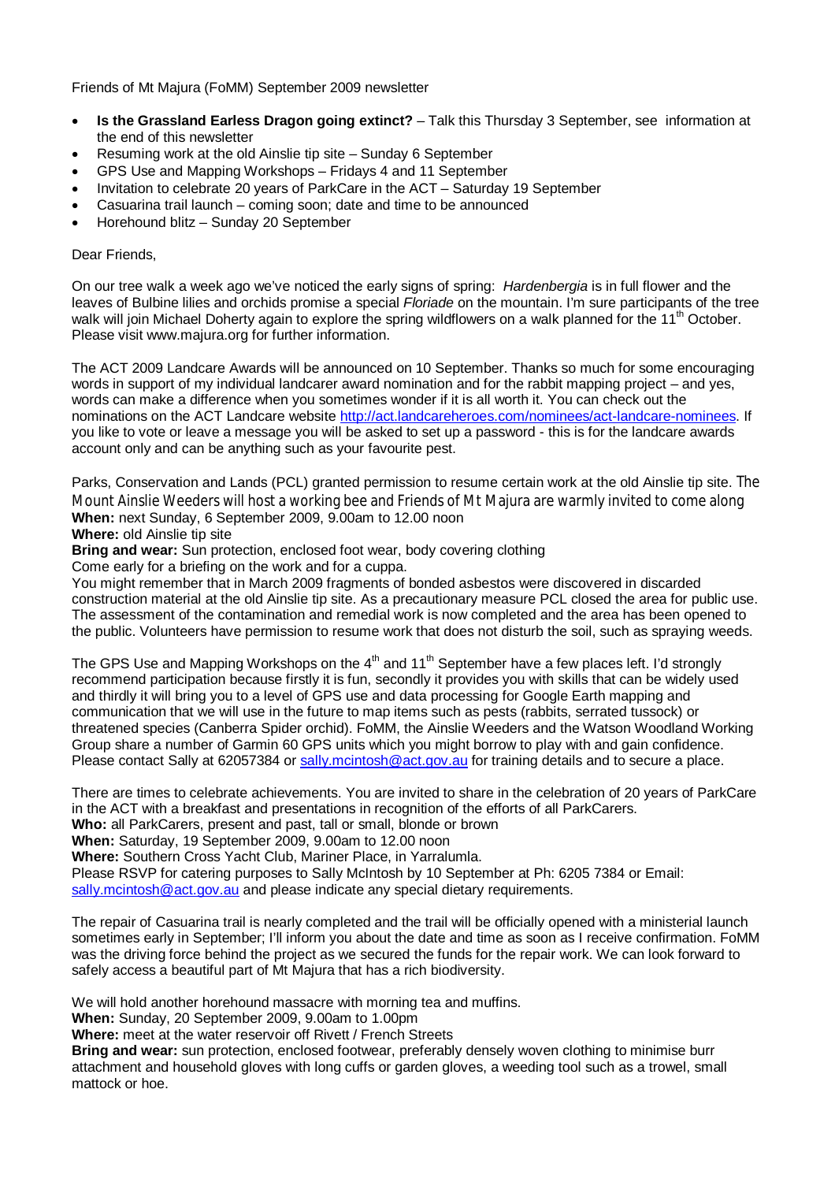Friends of Mt Majura (FoMM) September 2009 newsletter

- **Is the Grassland Earless Dragon going extinct?** – Talk this Thursday 3 September, see information at the end of this newsletter
- Resuming work at the old Ainslie tip site – Sunday 6 September
- GPS Use and Mapping Workshops – Fridays 4 and 11 September
- Invitation to celebrate 20 years of ParkCare in the ACT – Saturday 19 September
- Casuarina trail launch – coming soon; date and time to be announced
- Horehound blitz – Sunday 20 September

Dear Friends,

On our tree walk a week ago we've noticed the early signs of spring: *Hardenbergia* is in full flower and the leaves of Bulbine lilies and orchids promise a special *Floriade* on the mountain. I'm sure participants of the tree walk will join Michael Doherty again to explore the spring wildflowers on a walk planned for the 11th October. Please visit www.majura.org for further information.

The ACT 2009 Landcare Awards will be announced on 10 September. Thanks so much for some encouraging words in support of my individual landcarer award nomination and for the rabbit mapping project – and yes, words can make a difference when you sometimes wonder if it is all worth it. You can check out the nominations on the ACT Landcare website http://act.landcareheroes.com/nominees/act-landcare-nominees. If you like to vote or leave a message you will be asked to set up a password - this is for the landcare awards account only and can be anything such as your favourite pest.

Parks, Conservation and Lands (PCL) granted permission to resume certain work at the old Ainslie tip site. The Mount Ainslie Weeders will host a working bee and Friends of Mt Majura are warmly invited to come along

**When:** next Sunday, 6 September 2009, 9.00am to 12.00 noon

**Where:** old Ainslie tip site

**Bring and wear:** Sun protection, enclosed foot wear, body covering clothing

Come early for a briefing on the work and for a cuppa.

You might remember that in March 2009 fragments of bonded asbestos were discovered in discarded construction material at the old Ainslie tip site. As a precautionary measure PCL closed the area for public use. The assessment of the contamination and remedial work is now completed and the area has been opened to the public. Volunteers have permission to resume work that does not disturb the soil, such as spraying weeds.

The GPS Use and Mapping Workshops on the 4th and 11th September have a few places left. I'd strongly recommend participation because firstly it is fun, secondly it provides you with skills that can be widely used and thirdly it will bring you to a level of GPS use and data processing for Google Earth mapping and communication that we will use in the future to map items such as pests (rabbits, serrated tussock) or threatened species (Canberra Spider orchid). FoMM, the Ainslie Weeders and the Watson Woodland Working Group share a number of Garmin 60 GPS units which you might borrow to play with and gain confidence. Please contact Sally at 62057384 or sally.mcintosh@act.gov.au for training details and to secure a place.

There are times to celebrate achievements. You are invited to share in the celebration of 20 years of ParkCare in the ACT with a breakfast and presentations in recognition of the efforts of all ParkCarers.

**Who:** all ParkCarers, present and past, tall or small, blonde or brown

**When:** Saturday, 19 September 2009, 9.00am to 12.00 noon

**Where:** Southern Cross Yacht Club, Mariner Place, in Yarralumla.

Please RSVP for catering purposes to Sally McIntosh by 10 September at Ph: 6205 7384 or Email: sally.mcintosh@act.gov.au and please indicate any special dietary requirements.

The repair of Casuarina trail is nearly completed and the trail will be officially opened with a ministerial launch sometimes early in September; I'll inform you about the date and time as soon as I receive confirmation. FoMM was the driving force behind the project as we secured the funds for the repair work. We can look forward to safely access a beautiful part of Mt Majura that has a rich biodiversity.

We will hold another horehound massacre with morning tea and muffins.

**When:** Sunday, 20 September 2009, 9.00am to 1.00pm

**Where:** meet at the water reservoir off Rivett / French Streets

**Bring and wear:** sun protection, enclosed footwear, preferably densely woven clothing to minimise burr attachment and household gloves with long cuffs or garden gloves, a weeding tool such as a trowel, small mattock or hoe.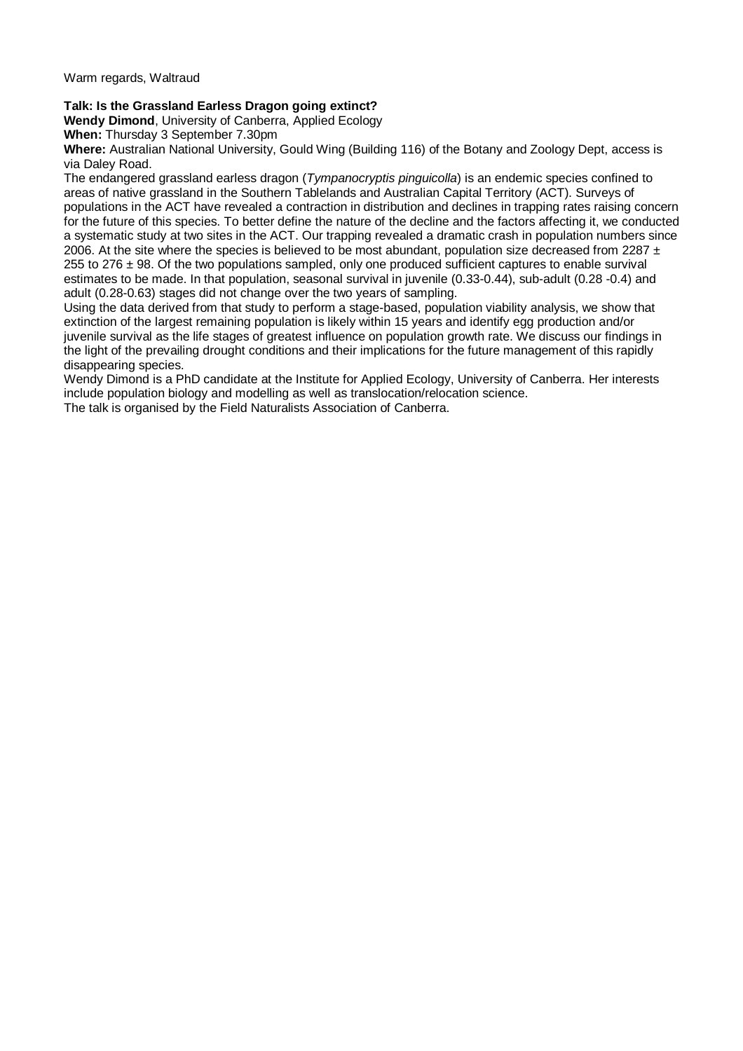Warm regards, Waltraud

**Talk: Is the Grassland Earless Dragon going extinct?**

**Wendy Dimond**, University of Canberra, Applied Ecology

**When:** Thursday 3 September 7.30pm

**Where:** Australian National University, Gould Wing (Building 116) of the Botany and Zoology Dept, access is via Daley Road.

The endangered grassland earless dragon (*Tympanocryptis pinguicolla*) is an endemic species confined to areas of native grassland in the Southern Tablelands and Australian Capital Territory (ACT). Surveys of populations in the ACT have revealed a contraction in distribution and declines in trapping rates raising concern for the future of this species. To better define the nature of the decline and the factors affecting it, we conducted a systematic study at two sites in the ACT. Our trapping revealed a dramatic crash in population numbers since 2006. At the site where the species is believed to be most abundant, population size decreased from 2287 ± 255 to 276 ± 98. Of the two populations sampled, only one produced sufficient captures to enable survival estimates to be made. In that population, seasonal survival in juvenile (0.33-0.44), sub-adult (0.28 -0.4) and adult (0.28-0.63) stages did not change over the two years of sampling.

Using the data derived from that study to perform a stage-based, population viability analysis, we show that extinction of the largest remaining population is likely within 15 years and identify egg production and/or juvenile survival as the life stages of greatest influence on population growth rate. We discuss our findings in the light of the prevailing drought conditions and their implications for the future management of this rapidly disappearing species.

Wendy Dimond is a PhD candidate at the Institute for Applied Ecology, University of Canberra. Her interests include population biology and modelling as well as translocation/relocation science.

The talk is organised by the Field Naturalists Association of Canberra.